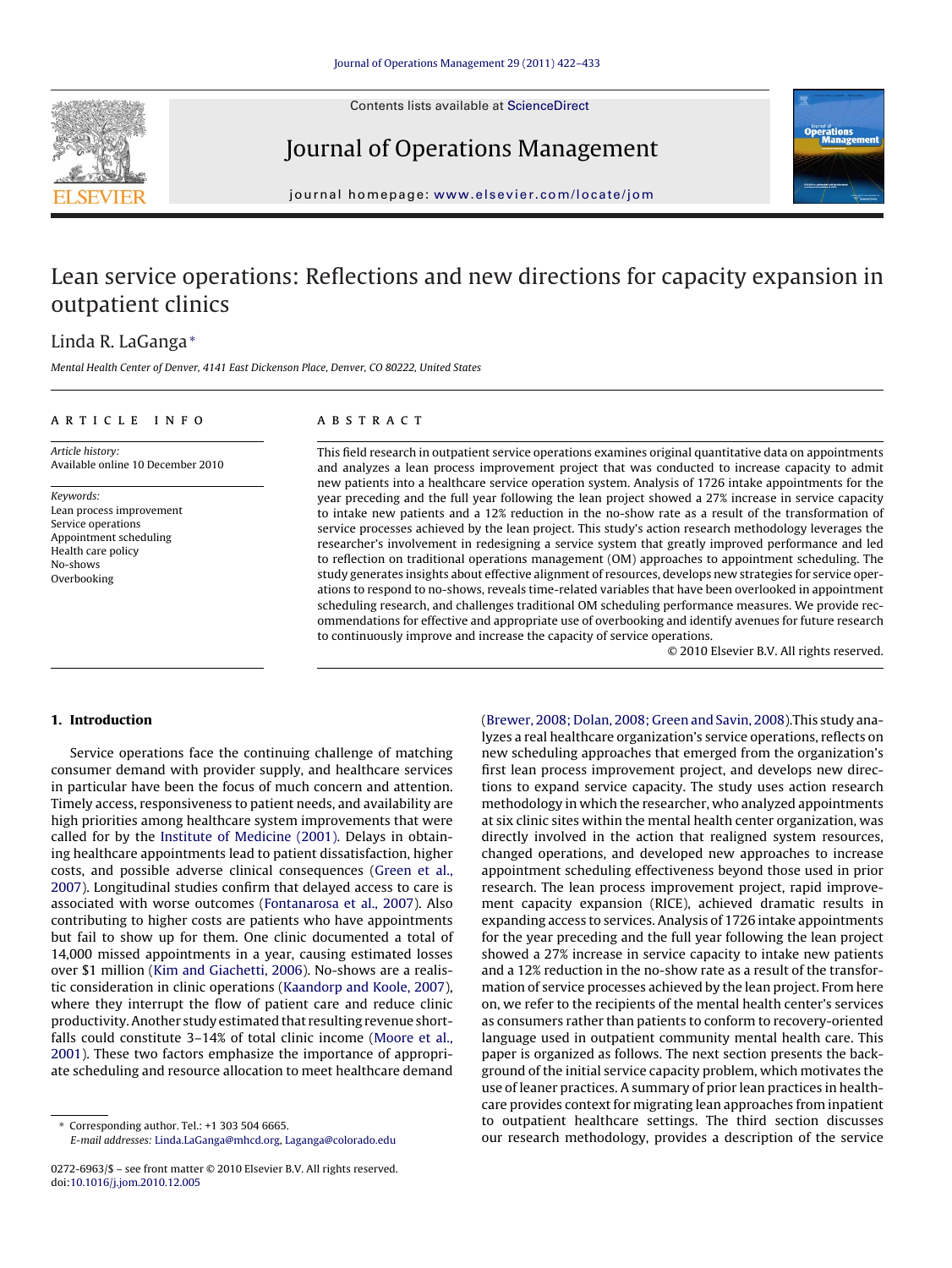Contents lists available at ScienceDirect

Journal of Operations Management

journal homepage: www.elsevier.com/locate/jom

# Lean service operations: Reflections and new directions for capacity expansion in outpatient clinics

Linda R. LaGanga*

*Mental Health Center of Denver, 4141 East Dickenson Place, Denver, CO 80222, United States*

**ARTICLE INFO**

*Article history:*
Available online 10 December 2010

*Keywords:*
Lean process improvement
Service operations
Appointment scheduling
Health care policy
No-shows
Overbooking

**ABSTRACT**

This field research in outpatient service operations examines original quantitative data on appointments and analyzes a lean process improvement project that was conducted to increase capacity to admit new patients into a healthcare service operation system. Analysis of 1726 intake appointments for the year preceding and the full year following the lean project showed a 27% increase in service capacity to intake new patients and a 12% reduction in the no-show rate as a result of the transformation of service processes achieved by the lean project. This study's action research methodology leverages the researcher's involvement in redesigning a service system that greatly improved performance and led to reflection on traditional operations management (OM) approaches to appointment scheduling. The study generates insights about effective alignment of resources, develops new strategies for service operations to respond to no-shows, reveals time-related variables that have been overlooked in appointment scheduling research, and challenges traditional OM scheduling performance measures. We provide recommendations for effective and appropriate use of overbooking and identify avenues for future research to continuously improve and increase the capacity of service operations.

© 2010 Elsevier B.V. All rights reserved.

## 1. Introduction

Service operations face the continuing challenge of matching consumer demand with provider supply, and healthcare services in particular have been the focus of much concern and attention. Timely access, responsiveness to patient needs, and availability are high priorities among healthcare system improvements that were called for by the Institute of Medicine (2001). Delays in obtaining healthcare appointments lead to patient dissatisfaction, higher costs, and possible adverse clinical consequences (Green et al., 2007). Longitudinal studies confirm that delayed access to care is associated with worse outcomes (Fontanarosa et al., 2007). Also contributing to higher costs are patients who have appointments but fail to show up for them. One clinic documented a total of 14,000 missed appointments in a year, causing estimated losses over $1 million (Kim and Giachetti, 2006). No-shows are a realistic consideration in clinic operations (Kaandorp and Koole, 2007), where they interrupt the flow of patient care and reduce clinic productivity. Another study estimated that resulting revenue shortfalls could constitute 3–14% of total clinic income (Moore et al., 2001). These two factors emphasize the importance of appropriate scheduling and resource allocation to meet healthcare demand (Brewer, 2008; Dolan, 2008; Green and Savin, 2008).This study analyzes a real healthcare organization's service operations, reflects on new scheduling approaches that emerged from the organization's first lean process improvement project, and develops new directions to expand service capacity. The study uses action research methodology in which the researcher, who analyzed appointments at six clinic sites within the mental health center organization, was directly involved in the action that realigned system resources, changed operations, and developed new approaches to increase appointment scheduling effectiveness beyond those used in prior research. The lean process improvement project, rapid improvement capacity expansion (RICE), achieved dramatic results in expanding access to services. Analysis of 1726 intake appointments for the year preceding and the full year following the lean project showed a 27% increase in service capacity to intake new patients and a 12% reduction in the no-show rate as a result of the transformation of service processes achieved by the lean project. From here on, we refer to the recipients of the mental health center's services as consumers rather than patients to conform to recovery-oriented language used in outpatient community mental health care. This paper is organized as follows. The next section presents the background of the initial service capacity problem, which motivates the use of leaner practices. A summary of prior lean practices in healthcare provides context for migrating lean approaches from inpatient to outpatient healthcare settings. The third section discusses our research methodology, provides a description of the service

* Corresponding author. Tel.: +1 303 504 6665.
E-mail addresses: Linda.LaGanga@mhcd.org, Laganga@colorado.edu

0272-6963/$ – see front matter © 2010 Elsevier B.V. All rights reserved.
doi:10.1016/j.jom.2010.12.005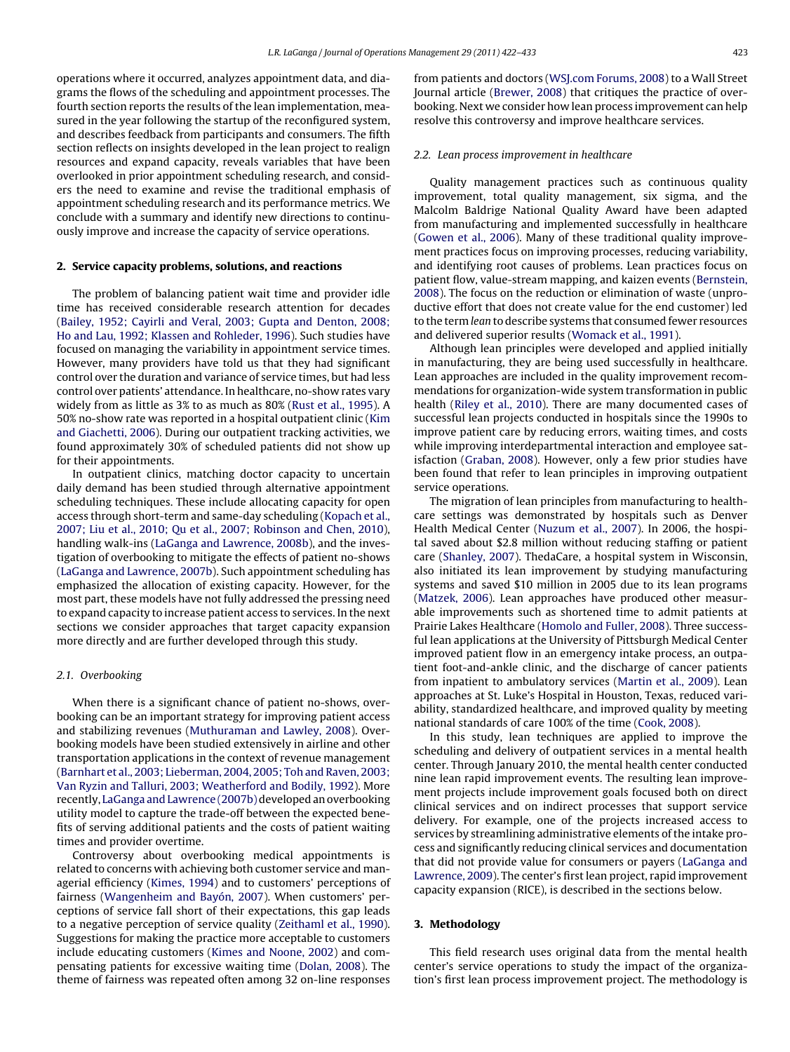operations where it occurred, analyzes appointment data, and diagrams the flows of the scheduling and appointment processes. The fourth section reports the results of the lean implementation, measured in the year following the startup of the reconfigured system, and describes feedback from participants and consumers. The fifth section reflects on insights developed in the lean project to realign resources and expand capacity, reveals variables that have been overlooked in prior appointment scheduling research, and considers the need to examine and revise the traditional emphasis of appointment scheduling research and its performance metrics. We conclude with a summary and identify new directions to continuously improve and increase the capacity of service operations.

## 2. Service capacity problems, solutions, and reactions

The problem of balancing patient wait time and provider idle time has received considerable research attention for decades (Bailey, 1952; Cayirli and Veral, 2003; Gupta and Denton, 2008; Ho and Lau, 1992; Klassen and Rohleder, 1996). Such studies have focused on managing the variability in appointment service times. However, many providers have told us that they had significant control over the duration and variance of service times, but had less control over patients' attendance. In healthcare, no-show rates vary widely from as little as 3% to as much as 80% (Rust et al., 1995). A 50% no-show rate was reported in a hospital outpatient clinic (Kim and Giachetti, 2006). During our outpatient tracking activities, we found approximately 30% of scheduled patients did not show up for their appointments.

In outpatient clinics, matching doctor capacity to uncertain daily demand has been studied through alternative appointment scheduling techniques. These include allocating capacity for open access through short-term and same-day scheduling (Kopach et al., 2007; Liu et al., 2010; Qu et al., 2007; Robinson and Chen, 2010), handling walk-ins (LaGanga and Lawrence, 2008b), and the investigation of overbooking to mitigate the effects of patient no-shows (LaGanga and Lawrence, 2007b). Such appointment scheduling has emphasized the allocation of existing capacity. However, for the most part, these models have not fully addressed the pressing need to expand capacity to increase patient access to services. In the next sections we consider approaches that target capacity expansion more directly and are further developed through this study.

### 2.1. Overbooking

When there is a significant chance of patient no-shows, overbooking can be an important strategy for improving patient access and stabilizing revenues (Muthuraman and Lawley, 2008). Overbooking models have been studied extensively in airline and other transportation applications in the context of revenue management (Barnhart et al., 2003; Lieberman, 2004, 2005; Toh and Raven, 2003; Van Ryzin and Talluri, 2003; Weatherford and Bodily, 1992). More recently, LaGanga and Lawrence (2007b) developed an overbooking utility model to capture the trade-off between the expected benefits of serving additional patients and the costs of patient waiting times and provider overtime.

Controversy about overbooking medical appointments is related to concerns with achieving both customer service and managerial efficiency (Kimes, 1994) and to customers' perceptions of fairness (Wangenheim and Bayón, 2007). When customers' perceptions of service fall short of their expectations, this gap leads to a negative perception of service quality (Zeithaml et al., 1990). Suggestions for making the practice more acceptable to customers include educating customers (Kimes and Noone, 2002) and compensating patients for excessive waiting time (Dolan, 2008). The theme of fairness was repeated often among 32 on-line responses from patients and doctors (WSJ.com Forums, 2008) to a Wall Street Journal article (Brewer, 2008) that critiques the practice of overbooking. Next we consider how lean process improvement can help resolve this controversy and improve healthcare services.

### 2.2. Lean process improvement in healthcare

Quality management practices such as continuous quality improvement, total quality management, six sigma, and the Malcolm Baldrige National Quality Award have been adapted from manufacturing and implemented successfully in healthcare (Gowen et al., 2006). Many of these traditional quality improvement practices focus on improving processes, reducing variability, and identifying root causes of problems. Lean practices focus on patient flow, value-stream mapping, and kaizen events (Bernstein, 2008). The focus on the reduction or elimination of waste (unproductive effort that does not create value for the end customer) led to the term *lean* to describe systems that consumed fewer resources and delivered superior results (Womack et al., 1991).

Although lean principles were developed and applied initially in manufacturing, they are being used successfully in healthcare. Lean approaches are included in the quality improvement recommendations for organization-wide system transformation in public health (Riley et al., 2010). There are many documented cases of successful lean projects conducted in hospitals since the 1990s to improve patient care by reducing errors, waiting times, and costs while improving interdepartmental interaction and employee satisfaction (Graban, 2008). However, only a few prior studies have been found that refer to lean principles in improving outpatient service operations.

The migration of lean principles from manufacturing to healthcare settings was demonstrated by hospitals such as Denver Health Medical Center (Nuzum et al., 2007). In 2006, the hospital saved about $2.8 million without reducing staffing or patient care (Shanley, 2007). ThedaCare, a hospital system in Wisconsin, also initiated its lean improvement by studying manufacturing systems and saved $10 million in 2005 due to its lean programs (Matzek, 2006). Lean approaches have produced other measurable improvements such as shortened time to admit patients at Prairie Lakes Healthcare (Homolo and Fuller, 2008). Three successful lean applications at the University of Pittsburgh Medical Center improved patient flow in an emergency intake process, an outpatient foot-and-ankle clinic, and the discharge of cancer patients from inpatient to ambulatory services (Martin et al., 2009). Lean approaches at St. Luke's Hospital in Houston, Texas, reduced variability, standardized healthcare, and improved quality by meeting national standards of care 100% of the time (Cook, 2008).

In this study, lean techniques are applied to improve the scheduling and delivery of outpatient services in a mental health center. Through January 2010, the mental health center conducted nine lean rapid improvement events. The resulting lean improvement projects include improvement goals focused both on direct clinical services and on indirect processes that support service delivery. For example, one of the projects increased access to services by streamlining administrative elements of the intake process and significantly reducing clinical services and documentation that did not provide value for consumers or payers (LaGanga and Lawrence, 2009). The center's first lean project, rapid improvement capacity expansion (RICE), is described in the sections below.

## 3. Methodology

This field research uses original data from the mental health center's service operations to study the impact of the organization's first lean process improvement project. The methodology is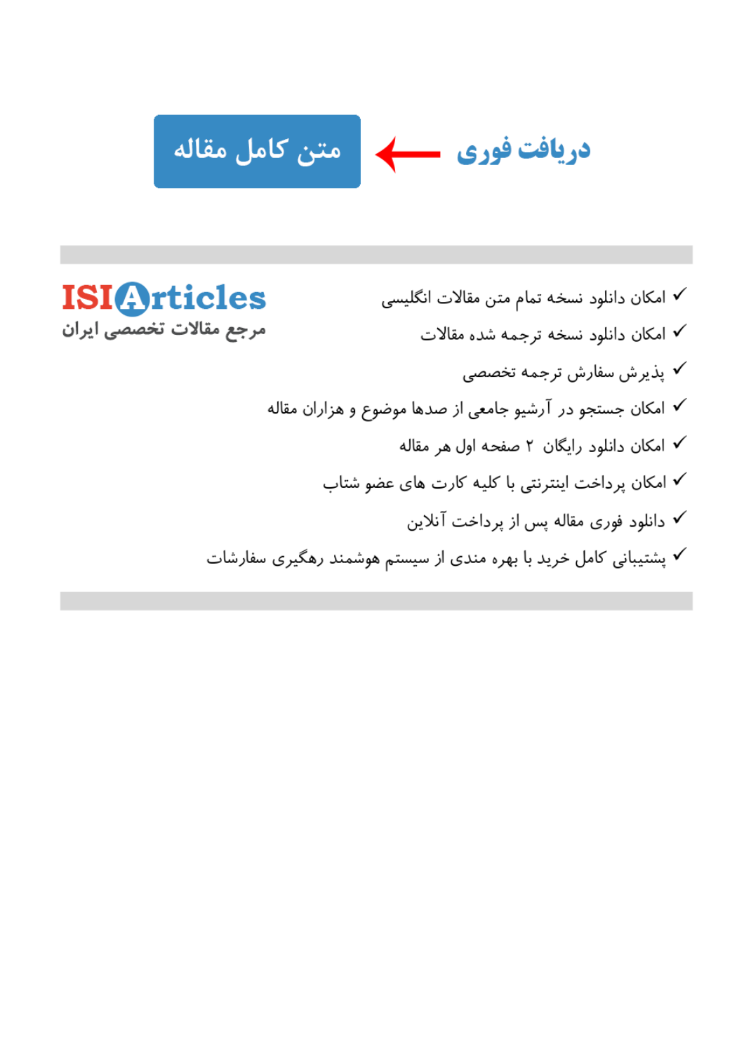دریافت فوری ← **متن کامل مقاله**

**ISIArticles**
مرجع مقالات تخصصی ایران

- ✓ امکان دانلود نسخه تمام متن مقالات انگلیسی
- ✓ امکان دانلود نسخه ترجمه شده مقالات
- ✓ پذیرش سفارش ترجمه تخصصی
- ✓ امکان جستجو در آرشیو جامعی از صدها موضوع و هزاران مقاله
- ✓ امکان دانلود رایگان ۲ صفحه اول هر مقاله
- ✓ امکان پرداخت اینترنتی با کلیه کارت های عضو شتاب
- ✓ دانلود فوری مقاله پس از پرداخت آنلاین
- ✓ پشتیبانی کامل خرید با بهره مندی از سیستم هوشمند رهگیری سفارشات